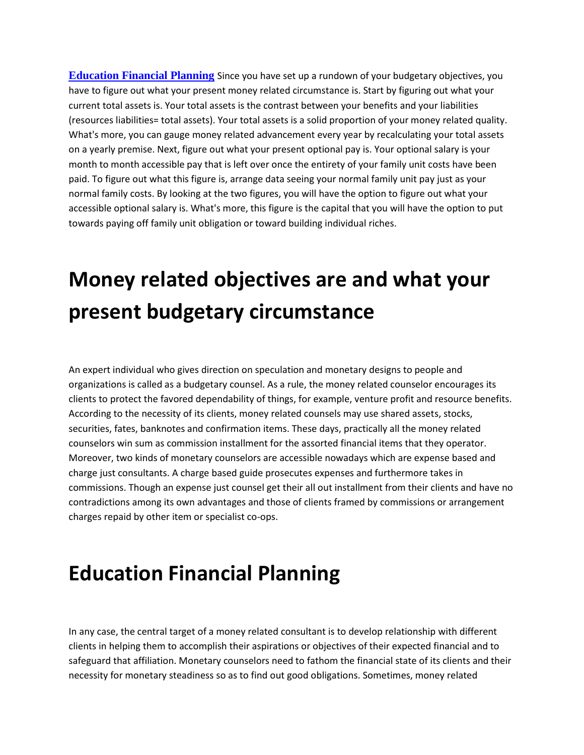**[Education Financial Planning]** Since you have set up a rundown of your budgetary objectives, you have to figure out what your present money related circumstance is. Start by figuring out what your current total assets is. Your total assets is the contrast between your benefits and your liabilities (resources liabilities= total assets). Your total assets is a solid proportion of your money related quality. What's more, you can gauge money related advancement every year by recalculating your total assets on a yearly premise. Next, figure out what your present optional pay is. Your optional salary is your month to month accessible pay that is left over once the entirety of your family unit costs have been paid. To figure out what this figure is, arrange data seeing your normal family unit pay just as your normal family costs. By looking at the two figures, you will have the option to figure out what your accessible optional salary is. What's more, this figure is the capital that you will have the option to put towards paying off family unit obligation or toward building individual riches.

# Money related objectives are and what your present budgetary circumstance

An expert individual who gives direction on speculation and monetary designs to people and organizations is called as a budgetary counsel. As a rule, the money related counselor encourages its clients to protect the favored dependability of things, for example, venture profit and resource benefits. According to the necessity of its clients, money related counsels may use shared assets, stocks, securities, fates, banknotes and confirmation items. These days, practically all the money related counselors win sum as commission installment for the assorted financial items that they operator. Moreover, two kinds of monetary counselors are accessible nowadays which are expense based and charge just consultants. A charge based guide prosecutes expenses and furthermore takes in commissions. Though an expense just counsel get their all out installment from their clients and have no contradictions among its own advantages and those of clients framed by commissions or arrangement charges repaid by other item or specialist co-ops.

# Education Financial Planning

In any case, the central target of a money related consultant is to develop relationship with different clients in helping them to accomplish their aspirations or objectives of their expected financial and to safeguard that affiliation. Monetary counselors need to fathom the financial state of its clients and their necessity for monetary steadiness so as to find out good obligations. Sometimes, money related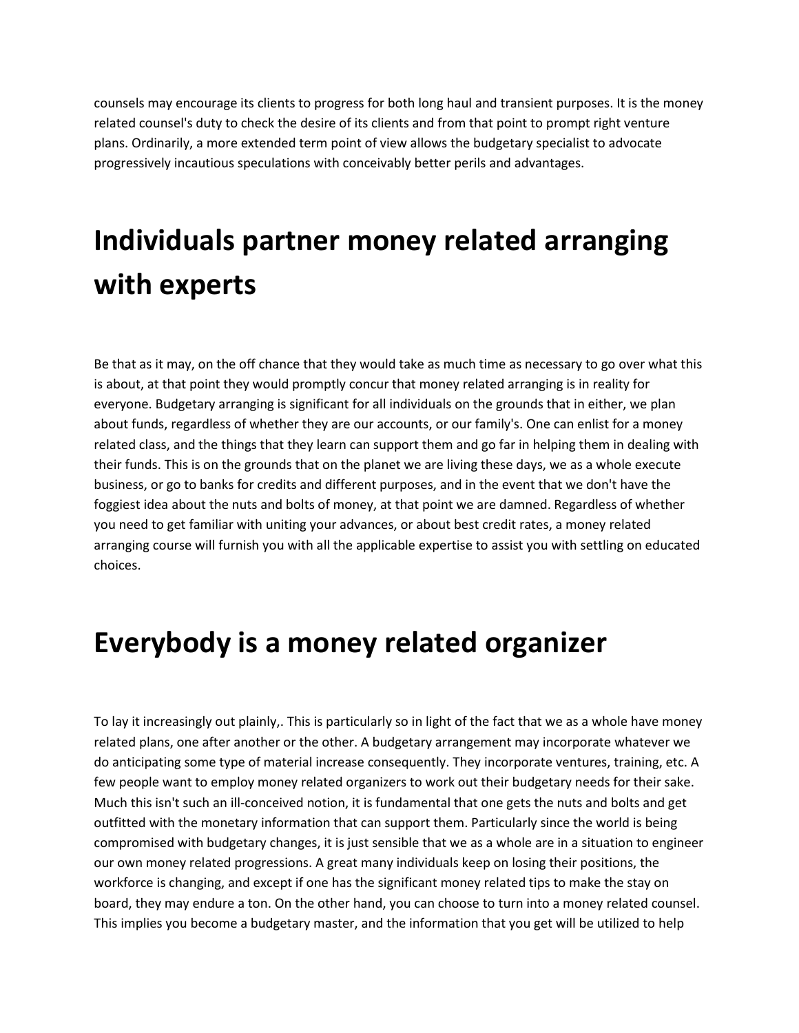counsels may encourage its clients to progress for both long haul and transient purposes. It is the money related counsel's duty to check the desire of its clients and from that point to prompt right venture plans. Ordinarily, a more extended term point of view allows the budgetary specialist to advocate progressively incautious speculations with conceivably better perils and advantages.

# Individuals partner money related arranging with experts

Be that as it may, on the off chance that they would take as much time as necessary to go over what this is about, at that point they would promptly concur that money related arranging is in reality for everyone. Budgetary arranging is significant for all individuals on the grounds that in either, we plan about funds, regardless of whether they are our accounts, or our family's. One can enlist for a money related class, and the things that they learn can support them and go far in helping them in dealing with their funds. This is on the grounds that on the planet we are living these days, we as a whole execute business, or go to banks for credits and different purposes, and in the event that we don't have the foggiest idea about the nuts and bolts of money, at that point we are damned. Regardless of whether you need to get familiar with uniting your advances, or about best credit rates, a money related arranging course will furnish you with all the applicable expertise to assist you with settling on educated choices.

# Everybody is a money related organizer

To lay it increasingly out plainly,. This is particularly so in light of the fact that we as a whole have money related plans, one after another or the other. A budgetary arrangement may incorporate whatever we do anticipating some type of material increase consequently. They incorporate ventures, training, etc. A few people want to employ money related organizers to work out their budgetary needs for their sake. Much this isn't such an ill-conceived notion, it is fundamental that one gets the nuts and bolts and get outfitted with the monetary information that can support them. Particularly since the world is being compromised with budgetary changes, it is just sensible that we as a whole are in a situation to engineer our own money related progressions. A great many individuals keep on losing their positions, the workforce is changing, and except if one has the significant money related tips to make the stay on board, they may endure a ton. On the other hand, you can choose to turn into a money related counsel. This implies you become a budgetary master, and the information that you get will be utilized to help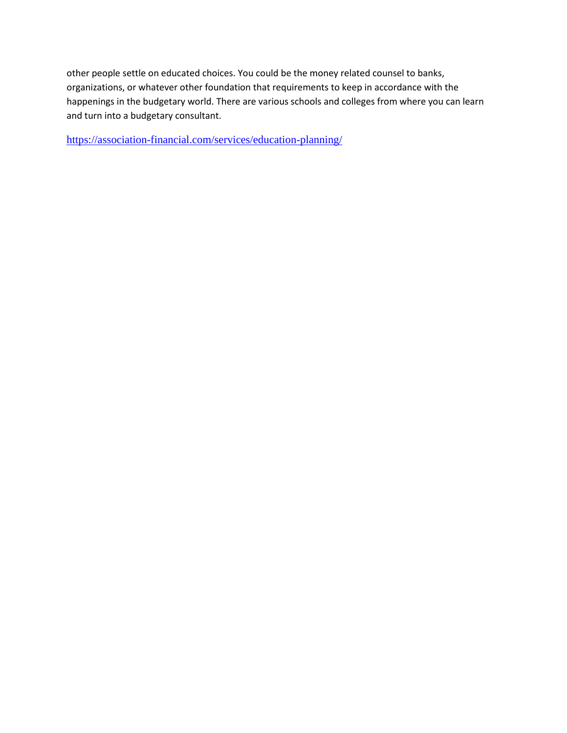other people settle on educated choices. You could be the money related counsel to banks, organizations, or whatever other foundation that requirements to keep in accordance with the happenings in the budgetary world. There are various schools and colleges from where you can learn and turn into a budgetary consultant.

https://association-financial.com/services/education-planning/